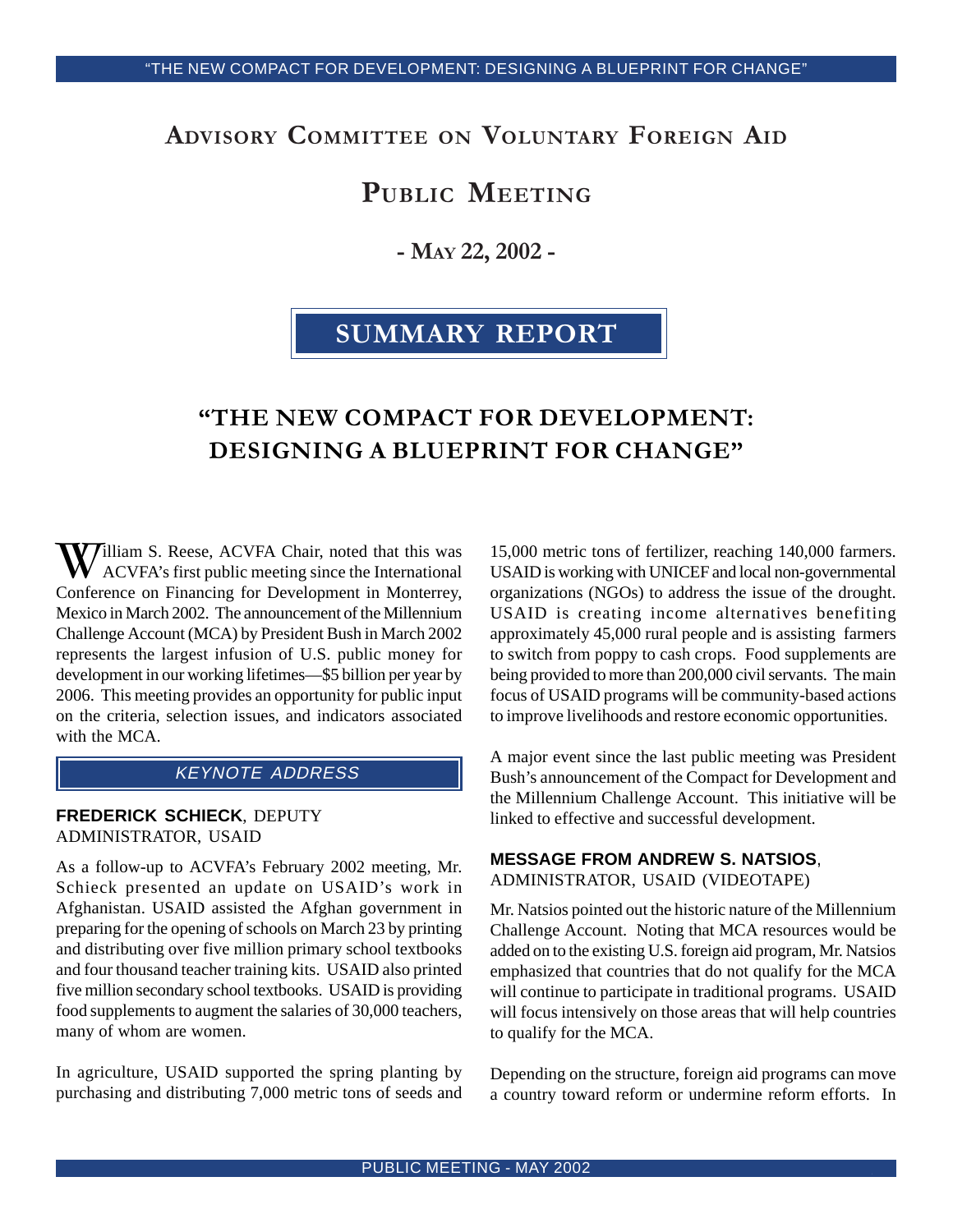# Advisory Committee on Voluntary Foreign Aid

# Public Meeting

**- May 22, 2002 -**

## SUMMARY REPORT

## "THE NEW COMPACT FOR DEVELOPMENT: DESIGNING A BLUEPRINT FOR CHANGE"

William S. Reese, ACVFA Chair, noted that this was ACVFA's first public meeting since the International Conference on Financing for Development in Monterrey, Mexico in March 2002. The announcement of the Millennium Challenge Account (MCA) by President Bush in March 2002 represents the largest infusion of U.S. public money for development in our working lifetimes—$5 billion per year by 2006. This meeting provides an opportunity for public input on the criteria, selection issues, and indicators associated with the MCA.

### *KEYNOTE ADDRESS*

**FREDERICK SCHIECK**, DEPUTY ADMINISTRATOR, USAID

As a follow-up to ACVFA's February 2002 meeting, Mr. Schieck presented an update on USAID's work in Afghanistan. USAID assisted the Afghan government in preparing for the opening of schools on March 23 by printing and distributing over five million primary school textbooks and four thousand teacher training kits. USAID also printed five million secondary school textbooks. USAID is providing food supplements to augment the salaries of 30,000 teachers, many of whom are women.

In agriculture, USAID supported the spring planting by purchasing and distributing 7,000 metric tons of seeds and 15,000 metric tons of fertilizer, reaching 140,000 farmers. USAID is working with UNICEF and local non-governmental organizations (NGOs) to address the issue of the drought. USAID is creating income alternatives benefiting approximately 45,000 rural people and is assisting farmers to switch from poppy to cash crops. Food supplements are being provided to more than 200,000 civil servants. The main focus of USAID programs will be community-based actions to improve livelihoods and restore economic opportunities.

A major event since the last public meeting was President Bush's announcement of the Compact for Development and the Millennium Challenge Account. This initiative will be linked to effective and successful development.

**MESSAGE FROM ANDREW S. NATSIOS**, ADMINISTRATOR, USAID (VIDEOTAPE)

Mr. Natsios pointed out the historic nature of the Millennium Challenge Account. Noting that MCA resources would be added on to the existing U.S. foreign aid program, Mr. Natsios emphasized that countries that do not qualify for the MCA will continue to participate in traditional programs. USAID will focus intensively on those areas that will help countries to qualify for the MCA.

Depending on the structure, foreign aid programs can move a country toward reform or undermine reform efforts. In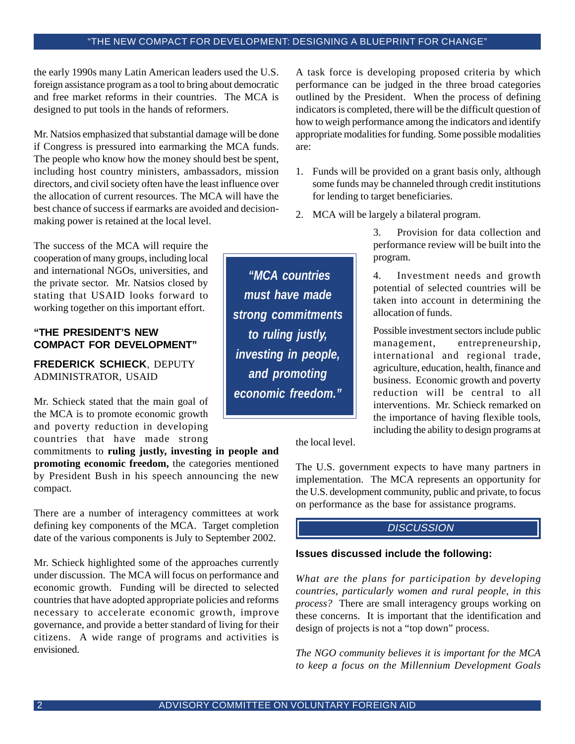the early 1990s many Latin American leaders used the U.S. foreign assistance program as a tool to bring about democratic and free market reforms in their countries. The MCA is designed to put tools in the hands of reformers.

Mr. Natsios emphasized that substantial damage will be done if Congress is pressured into earmarking the MCA funds. The people who know how the money should best be spent, including host country ministers, ambassadors, mission directors, and civil society often have the least influence over the allocation of current resources. The MCA will have the best chance of success if earmarks are avoided and decision-making power is retained at the local level.

The success of the MCA will require the cooperation of many groups, including local and international NGOs, universities, and the private sector. Mr. Natsios closed by stating that USAID looks forward to working together on this important effort.

## "THE PRESIDENT'S NEW COMPACT FOR DEVELOPMENT"

**FREDERICK SCHIECK**, DEPUTY ADMINISTRATOR, USAID

Mr. Schieck stated that the main goal of the MCA is to promote economic growth and poverty reduction in developing countries that have made strong commitments to **ruling justly, investing in people and promoting economic freedom,** the categories mentioned by President Bush in his speech announcing the new compact.

> ***"MCA countries must have made strong commitments to ruling justly, investing in people, and promoting economic freedom."***

There are a number of interagency committees at work defining key components of the MCA. Target completion date of the various components is July to September 2002.

Mr. Schieck highlighted some of the approaches currently under discussion. The MCA will focus on performance and economic growth. Funding will be directed to selected countries that have adopted appropriate policies and reforms necessary to accelerate economic growth, improve governance, and provide a better standard of living for their citizens. A wide range of programs and activities is envisioned.

A task force is developing proposed criteria by which performance can be judged in the three broad categories outlined by the President. When the process of defining indicators is completed, there will be the difficult question of how to weigh performance among the indicators and identify appropriate modalities for funding. Some possible modalities are:

1. Funds will be provided on a grant basis only, although some funds may be channeled through credit institutions for lending to target beneficiaries.
2. MCA will be largely a bilateral program.
3. Provision for data collection and performance review will be built into the program.
4. Investment needs and growth potential of selected countries will be taken into account in determining the allocation of funds.

Possible investment sectors include public management, entrepreneurship, international and regional trade, agriculture, education, health, finance and business. Economic growth and poverty reduction will be central to all interventions. Mr. Schieck remarked on the importance of having flexible tools, including the ability to design programs at the local level.

The U.S. government expects to have many partners in implementation. The MCA represents an opportunity for the U.S. development community, public and private, to focus on performance as the base for assistance programs.

## DISCUSSION

### Issues discussed include the following:

*What are the plans for participation by developing countries, particularly women and rural people, in this process?* There are small interagency groups working on these concerns. It is important that the identification and design of projects is not a "top down" process.

*The NGO community believes it is important for the MCA to keep a focus on the Millennium Development Goals*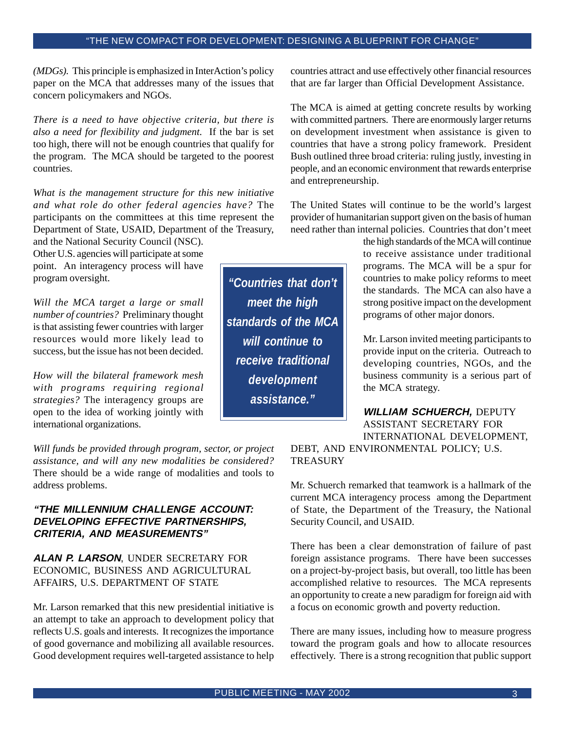*(MDGs).* This principle is emphasized in InterAction's policy paper on the MCA that addresses many of the issues that concern policymakers and NGOs.

*There is a need to have objective criteria, but there is also a need for flexibility and judgment.* If the bar is set too high, there will not be enough countries that qualify for the program. The MCA should be targeted to the poorest countries.

*What is the management structure for this new initiative and what role do other federal agencies have?* The participants on the committees at this time represent the Department of State, USAID, Department of the Treasury, and the National Security Council (NSC). Other U.S. agencies will participate at some point. An interagency process will have program oversight.

*Will the MCA target a large or small number of countries?* Preliminary thought is that assisting fewer countries with larger resources would more likely lead to success, but the issue has not been decided.

*How will the bilateral framework mesh with programs requiring regional strategies?* The interagency groups are open to the idea of working jointly with international organizations.

*Will funds be provided through program, sector, or project assistance, and will any new modalities be considered?* There should be a wide range of modalities and tools to address problems.

## *"THE MILLENNIUM CHALLENGE ACCOUNT: DEVELOPING EFFECTIVE PARTNERSHIPS, CRITERIA, AND MEASUREMENTS"*

### ***ALAN P. LARSON***, UNDER SECRETARY FOR ECONOMIC, BUSINESS AND AGRICULTURAL AFFAIRS, U.S. DEPARTMENT OF STATE

Mr. Larson remarked that this new presidential initiative is an attempt to take an approach to development policy that reflects U.S. goals and interests. It recognizes the importance of good governance and mobilizing all available resources. Good development requires well-targeted assistance to help countries attract and use effectively other financial resources that are far larger than Official Development Assistance.

The MCA is aimed at getting concrete results by working with committed partners. There are enormously larger returns on development investment when assistance is given to countries that have a strong policy framework. President Bush outlined three broad criteria: ruling justly, investing in people, and an economic environment that rewards enterprise and entrepreneurship.

The United States will continue to be the world's largest provider of humanitarian support given on the basis of human need rather than internal policies. Countries that don't meet the high standards of the MCA will continue to receive assistance under traditional programs. The MCA will be a spur for countries to make policy reforms to meet the standards. The MCA can also have a strong positive impact on the development programs of other major donors.

> ***"Countries that don't meet the high standards of the MCA will continue to receive traditional development assistance."***

Mr. Larson invited meeting participants to provide input on the criteria. Outreach to developing countries, NGOs, and the business community is a serious part of the MCA strategy.

### ***WILLIAM SCHUERCH,*** DEPUTY ASSISTANT SECRETARY FOR INTERNATIONAL DEVELOPMENT, DEBT, AND ENVIRONMENTAL POLICY; U.S. TREASURY

Mr. Schuerch remarked that teamwork is a hallmark of the current MCA interagency process among the Department of State, the Department of the Treasury, the National Security Council, and USAID.

There has been a clear demonstration of failure of past foreign assistance programs. There have been successes on a project-by-project basis, but overall, too little has been accomplished relative to resources. The MCA represents an opportunity to create a new paradigm for foreign aid with a focus on economic growth and poverty reduction.

There are many issues, including how to measure progress toward the program goals and how to allocate resources effectively. There is a strong recognition that public support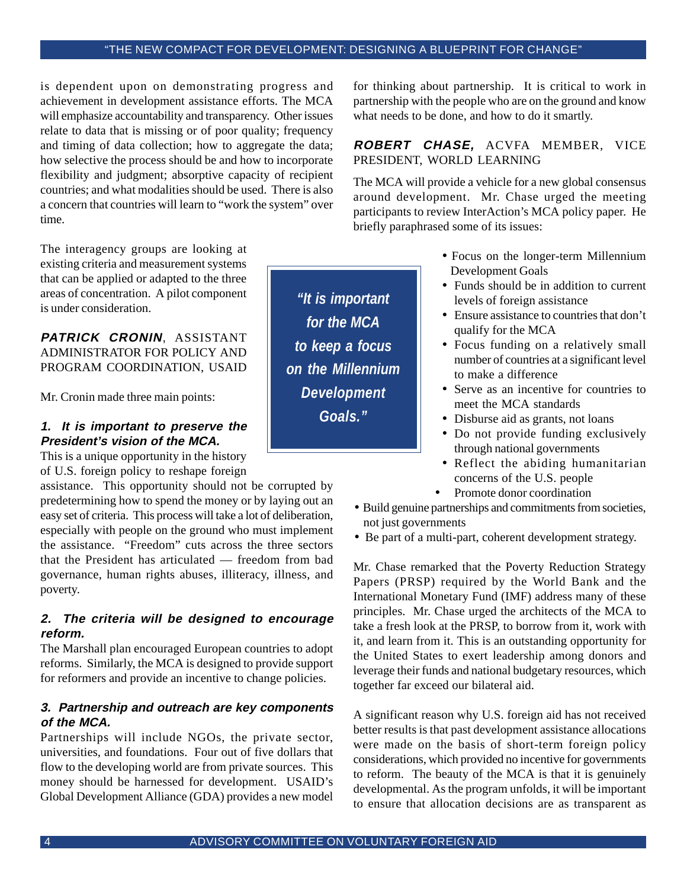is dependent upon on demonstrating progress and achievement in development assistance efforts. The MCA will emphasize accountability and transparency. Other issues relate to data that is missing or of poor quality; frequency and timing of data collection; how to aggregate the data; how selective the process should be and how to incorporate flexibility and judgment; absorptive capacity of recipient countries; and what modalities should be used. There is also a concern that countries will learn to "work the system" over time.

The interagency groups are looking at existing criteria and measurement systems that can be applied or adapted to the three areas of concentration. A pilot component is under consideration.

### *PATRICK CRONIN*, ASSISTANT ADMINISTRATOR FOR POLICY AND PROGRAM COORDINATION, USAID

Mr. Cronin made three main points:

**1. It is important to preserve the President's vision of the MCA.**

This is a unique opportunity in the history of U.S. foreign policy to reshape foreign assistance. This opportunity should not be corrupted by predetermining how to spend the money or by laying out an easy set of criteria. This process will take a lot of deliberation, especially with people on the ground who must implement the assistance. "Freedom" cuts across the three sectors that the President has articulated — freedom from bad governance, human rights abuses, illiteracy, illness, and poverty.

**2. The criteria will be designed to encourage reform.**

The Marshall plan encouraged European countries to adopt reforms. Similarly, the MCA is designed to provide support for reformers and provide an incentive to change policies.

**3. Partnership and outreach are key components of the MCA.**

Partnerships will include NGOs, the private sector, universities, and foundations. Four out of five dollars that flow to the developing world are from private sources. This money should be harnessed for development. USAID's Global Development Alliance (GDA) provides a new model for thinking about partnership. It is critical to work in partnership with the people who are on the ground and know what needs to be done, and how to do it smartly.

*"It is important for the MCA to keep a focus on the Millennium Development Goals."*

### *ROBERT CHASE,* ACVFA MEMBER, VICE PRESIDENT, WORLD LEARNING

The MCA will provide a vehicle for a new global consensus around development. Mr. Chase urged the meeting participants to review InterAction's MCA policy paper. He briefly paraphrased some of its issues:

- Focus on the longer-term Millennium Development Goals
- Funds should be in addition to current levels of foreign assistance
- Ensure assistance to countries that don't qualify for the MCA
- Focus funding on a relatively small number of countries at a significant level to make a difference
- Serve as an incentive for countries to meet the MCA standards
- Disburse aid as grants, not loans
- Do not provide funding exclusively through national governments
- Reflect the abiding humanitarian concerns of the U.S. people
- Promote donor coordination
- Build genuine partnerships and commitments from societies, not just governments
- Be part of a multi-part, coherent development strategy.

Mr. Chase remarked that the Poverty Reduction Strategy Papers (PRSP) required by the World Bank and the International Monetary Fund (IMF) address many of these principles. Mr. Chase urged the architects of the MCA to take a fresh look at the PRSP, to borrow from it, work with it, and learn from it. This is an outstanding opportunity for the United States to exert leadership among donors and leverage their funds and national budgetary resources, which together far exceed our bilateral aid.

A significant reason why U.S. foreign aid has not received better results is that past development assistance allocations were made on the basis of short-term foreign policy considerations, which provided no incentive for governments to reform. The beauty of the MCA is that it is genuinely developmental. As the program unfolds, it will be important to ensure that allocation decisions are as transparent as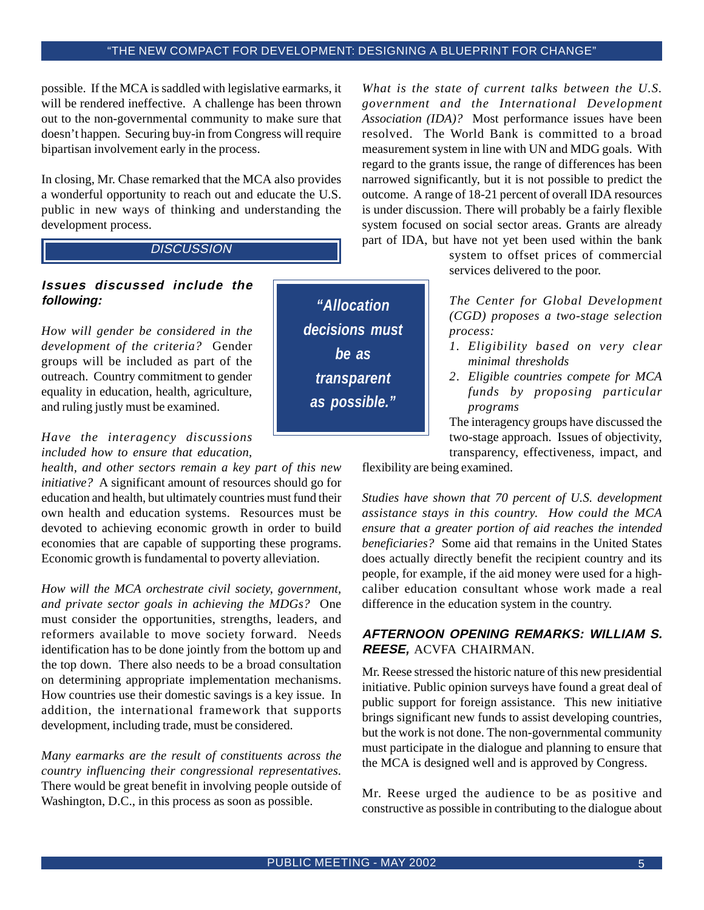possible. If the MCA is saddled with legislative earmarks, it will be rendered ineffective. A challenge has been thrown out to the non-governmental community to make sure that doesn't happen. Securing buy-in from Congress will require bipartisan involvement early in the process.

In closing, Mr. Chase remarked that the MCA also provides a wonderful opportunity to reach out and educate the U.S. public in new ways of thinking and understanding the development process.

## DISCUSSION

### Issues discussed include the following:

*How will gender be considered in the development of the criteria?* Gender groups will be included as part of the outreach. Country commitment to gender equality in education, health, agriculture, and ruling justly must be examined.

*Have the interagency discussions included how to ensure that education, health, and other sectors remain a key part of this new initiative?* A significant amount of resources should go for education and health, but ultimately countries must fund their own health and education systems. Resources must be devoted to achieving economic growth in order to build economies that are capable of supporting these programs. Economic growth is fundamental to poverty alleviation.

*How will the MCA orchestrate civil society, government, and private sector goals in achieving the MDGs?* One must consider the opportunities, strengths, leaders, and reformers available to move society forward. Needs identification has to be done jointly from the bottom up and the top down. There also needs to be a broad consultation on determining appropriate implementation mechanisms. How countries use their domestic savings is a key issue. In addition, the international framework that supports development, including trade, must be considered.

*Many earmarks are the result of constituents across the country influencing their congressional representatives.* There would be great benefit in involving people outside of Washington, D.C., in this process as soon as possible.

> ***"Allocation decisions must be as transparent as possible."***

*What is the state of current talks between the U.S. government and the International Development Association (IDA)?* Most performance issues have been resolved. The World Bank is committed to a broad measurement system in line with UN and MDG goals. With regard to the grants issue, the range of differences has been narrowed significantly, but it is not possible to predict the outcome. A range of 18-21 percent of overall IDA resources is under discussion. There will probably be a fairly flexible system focused on social sector areas. Grants are already part of IDA, but have not yet been used within the bank system to offset prices of commercial services delivered to the poor.

*The Center for Global Development (CGD) proposes a two-stage selection process:*

1. *Eligibility based on very clear minimal thresholds*
2. *Eligible countries compete for MCA funds by proposing particular programs*

The interagency groups have discussed the two-stage approach. Issues of objectivity, transparency, effectiveness, impact, and flexibility are being examined.

*Studies have shown that 70 percent of U.S. development assistance stays in this country. How could the MCA ensure that a greater portion of aid reaches the intended beneficiaries?* Some aid that remains in the United States does actually directly benefit the recipient country and its people, for example, if the aid money were used for a high-caliber education consultant whose work made a real difference in the education system in the country.

### AFTERNOON OPENING REMARKS: WILLIAM S. REESE, ACVFA CHAIRMAN.

Mr. Reese stressed the historic nature of this new presidential initiative. Public opinion surveys have found a great deal of public support for foreign assistance. This new initiative brings significant new funds to assist developing countries, but the work is not done. The non-governmental community must participate in the dialogue and planning to ensure that the MCA is designed well and is approved by Congress.

Mr. Reese urged the audience to be as positive and constructive as possible in contributing to the dialogue about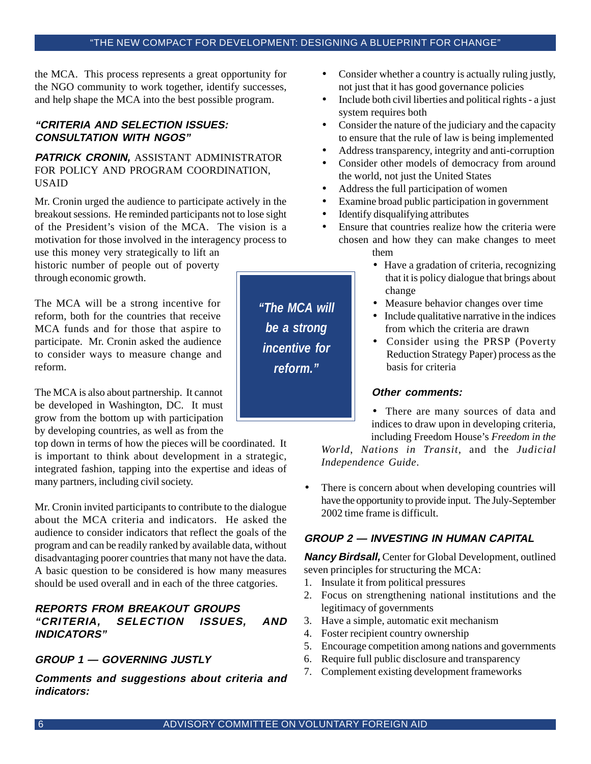the MCA. This process represents a great opportunity for the NGO community to work together, identify successes, and help shape the MCA into the best possible program.

### *"CRITERIA AND SELECTION ISSUES: CONSULTATION WITH NGOS"*

***PATRICK CRONIN,*** ASSISTANT ADMINISTRATOR FOR POLICY AND PROGRAM COORDINATION, USAID

Mr. Cronin urged the audience to participate actively in the breakout sessions. He reminded participants not to lose sight of the President's vision of the MCA. The vision is a motivation for those involved in the interagency process to use this money very strategically to lift an historic number of people out of poverty through economic growth.

The MCA will be a strong incentive for reform, both for the countries that receive MCA funds and for those that aspire to participate. Mr. Cronin asked the audience to consider ways to measure change and reform.

> *"The MCA will be a strong incentive for reform."*

The MCA is also about partnership. It cannot be developed in Washington, DC. It must grow from the bottom up with participation by developing countries, as well as from the top down in terms of how the pieces will be coordinated. It is important to think about development in a strategic, integrated fashion, tapping into the expertise and ideas of many partners, including civil society.

Mr. Cronin invited participants to contribute to the dialogue about the MCA criteria and indicators. He asked the audience to consider indicators that reflect the goals of the program and can be readily ranked by available data, without disadvantaging poorer countries that many not have the data. A basic question to be considered is how many measures should be used overall and in each of the three catgories.

### *REPORTS FROM BREAKOUT GROUPS "CRITERIA, SELECTION ISSUES, AND INDICATORS"*

### *GROUP 1 — GOVERNING JUSTLY*

***Comments and suggestions about criteria and indicators:***

- Consider whether a country is actually ruling justly, not just that it has good governance policies
- Include both civil liberties and political rights - a just system requires both
- Consider the nature of the judiciary and the capacity to ensure that the rule of law is being implemented
- Address transparency, integrity and anti-corruption
- Consider other models of democracy from around the world, not just the United States
- Address the full participation of women
- Examine broad public participation in government
- Identify disqualifying attributes
- Ensure that countries realize how the criteria were chosen and how they can make changes to meet them
  - Have a gradation of criteria, recognizing that it is policy dialogue that brings about change
  - Measure behavior changes over time
  - Include qualitative narrative in the indices from which the criteria are drawn
  - Consider using the PRSP (Poverty Reduction Strategy Paper) process as the basis for criteria

***Other comments:***

- There are many sources of data and indices to draw upon in developing criteria, including Freedom House's *Freedom in the World*, *Nations in Transit*, and the *Judicial Independence Guide*.
- There is concern about when developing countries will have the opportunity to provide input. The July-September 2002 time frame is difficult.

### *GROUP 2 — INVESTING IN HUMAN CAPITAL*

***Nancy Birdsall,*** Center for Global Development, outlined seven principles for structuring the MCA:

1. Insulate it from political pressures
2. Focus on strengthening national institutions and the legitimacy of governments
3. Have a simple, automatic exit mechanism
4. Foster recipient country ownership
5. Encourage competition among nations and governments
6. Require full public disclosure and transparency
7. Complement existing development frameworks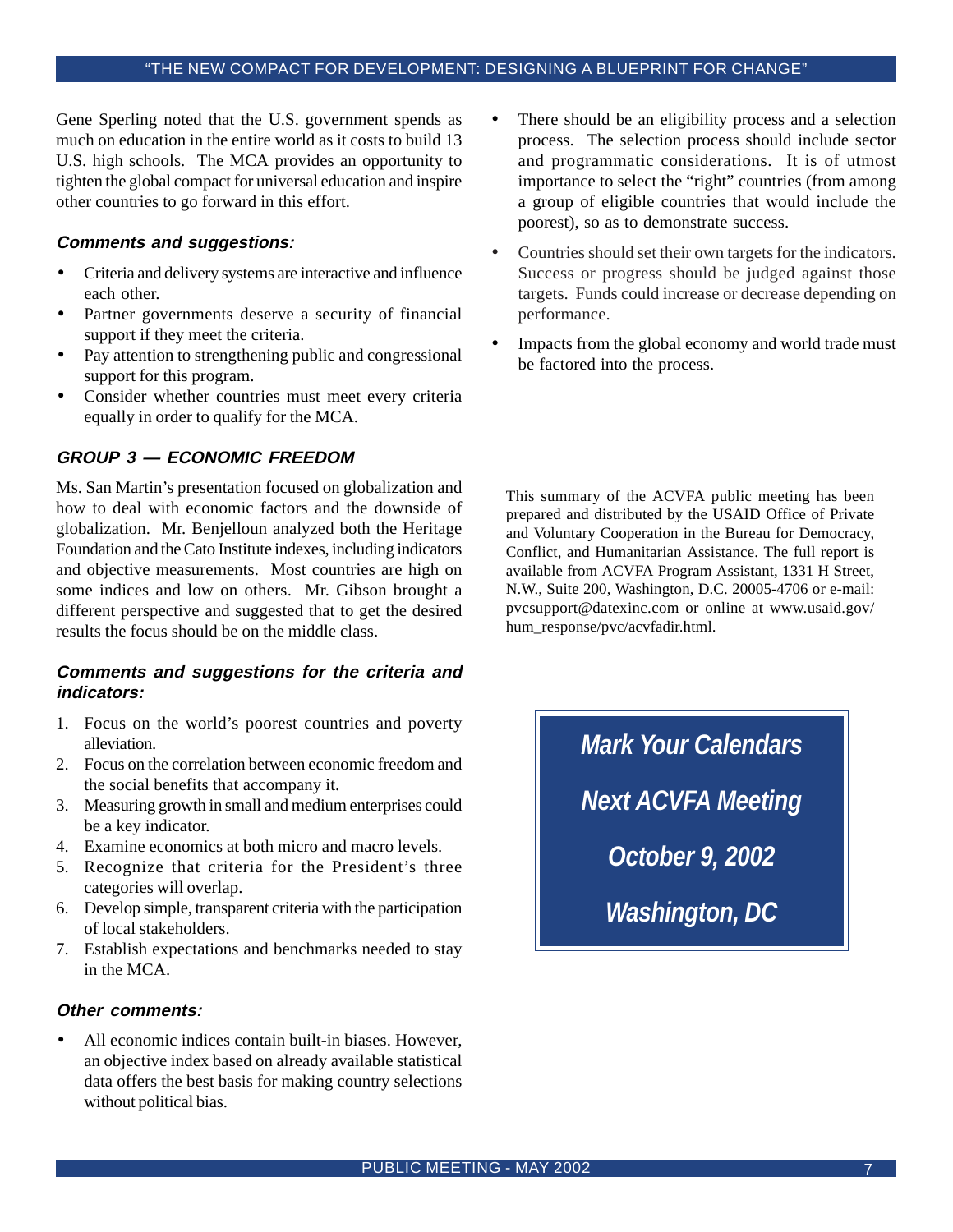Gene Sperling noted that the U.S. government spends as much on education in the entire world as it costs to build 13 U.S. high schools. The MCA provides an opportunity to tighten the global compact for universal education and inspire other countries to go forward in this effort.

#### ***Comments and suggestions:***

- Criteria and delivery systems are interactive and influence each other.
- Partner governments deserve a security of financial support if they meet the criteria.
- Pay attention to strengthening public and congressional support for this program.
- Consider whether countries must meet every criteria equally in order to qualify for the MCA.

### ***GROUP 3 — ECONOMIC FREEDOM***

Ms. San Martin's presentation focused on globalization and how to deal with economic factors and the downside of globalization. Mr. Benjelloun analyzed both the Heritage Foundation and the Cato Institute indexes, including indicators and objective measurements. Most countries are high on some indices and low on others. Mr. Gibson brought a different perspective and suggested that to get the desired results the focus should be on the middle class.

#### ***Comments and suggestions for the criteria and indicators:***

1. Focus on the world's poorest countries and poverty alleviation.
2. Focus on the correlation between economic freedom and the social benefits that accompany it.
3. Measuring growth in small and medium enterprises could be a key indicator.
4. Examine economics at both micro and macro levels.
5. Recognize that criteria for the President's three categories will overlap.
6. Develop simple, transparent criteria with the participation of local stakeholders.
7. Establish expectations and benchmarks needed to stay in the MCA.

#### ***Other comments:***

- All economic indices contain built-in biases. However, an objective index based on already available statistical data offers the best basis for making country selections without political bias.
- There should be an eligibility process and a selection process. The selection process should include sector and programmatic considerations. It is of utmost importance to select the "right" countries (from among a group of eligible countries that would include the poorest), so as to demonstrate success.
- Countries should set their own targets for the indicators. Success or progress should be judged against those targets. Funds could increase or decrease depending on performance.
- Impacts from the global economy and world trade must be factored into the process.

This summary of the ACVFA public meeting has been prepared and distributed by the USAID Office of Private and Voluntary Cooperation in the Bureau for Democracy, Conflict, and Humanitarian Assistance. The full report is available from ACVFA Program Assistant, 1331 H Street, N.W., Suite 200, Washington, D.C. 20005-4706 or e-mail: pvcsupport@datexinc.com or online at www.usaid.gov/hum_response/pvc/acvfadir.html.

***Mark Your Calendars***

***Next ACVFA Meeting***

***October 9, 2002***

***Washington, DC***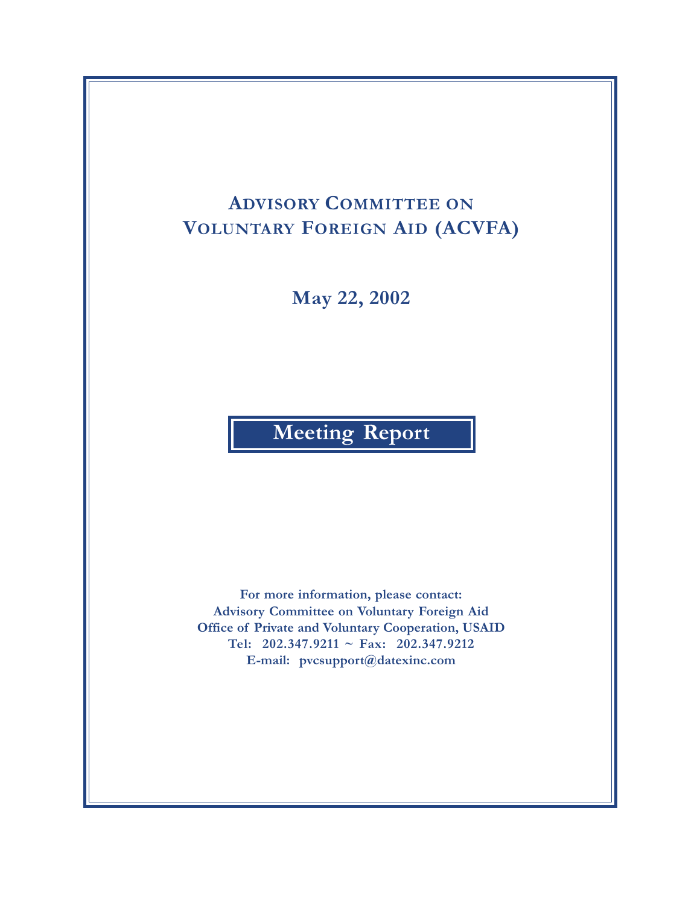# Advisory Committee on Voluntary Foreign Aid (ACVFA)

## May 22, 2002

## Meeting Report

**For more information, please contact:**
**Advisory Committee on Voluntary Foreign Aid**
**Office of Private and Voluntary Cooperation, USAID**
**Tel: 202.347.9211 ~ Fax: 202.347.9212**
**E-mail: pvcsupport@datexinc.com**